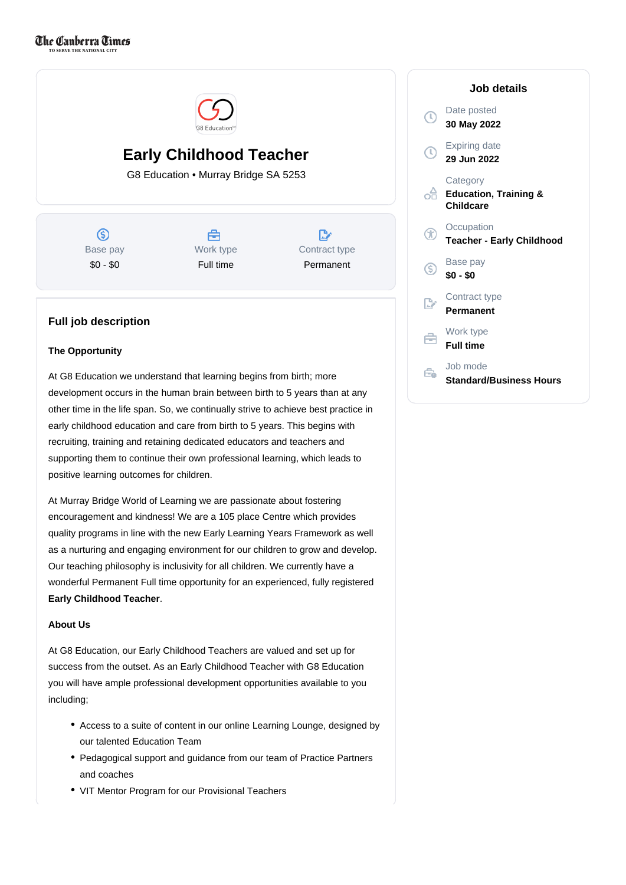# Early Childhood Teacher

G8 Education • Murray Bridge SA 5253

| Base pay | Work type | Contract type |
| --- | --- | --- |
| $0 - $0 | Full time | Permanent |

## Job details

Date posted
**30 May 2022**

Expiring date
**29 Jun 2022**

Category
**Education, Training & Childcare**

Occupation
**Teacher - Early Childhood**

Base pay
**$0 - $0**

Contract type
**Permanent**

Work type
**Full time**

Job mode
**Standard/Business Hours**

## Full job description

### The Opportunity

At G8 Education we understand that learning begins from birth; more development occurs in the human brain between birth to 5 years than at any other time in the life span. So, we continually strive to achieve best practice in early childhood education and care from birth to 5 years. This begins with recruiting, training and retaining dedicated educators and teachers and supporting them to continue their own professional learning, which leads to positive learning outcomes for children.

At Murray Bridge World of Learning we are passionate about fostering encouragement and kindness! We are a 105 place Centre which provides quality programs in line with the new Early Learning Years Framework as well as a nurturing and engaging environment for our children to grow and develop. Our teaching philosophy is inclusivity for all children. We currently have a wonderful Permanent Full time opportunity for an experienced, fully registered **Early Childhood Teacher**.

### About Us

At G8 Education, our Early Childhood Teachers are valued and set up for success from the outset. As an Early Childhood Teacher with G8 Education you will have ample professional development opportunities available to you including;

- Access to a suite of content in our online Learning Lounge, designed by our talented Education Team
- Pedagogical support and guidance from our team of Practice Partners and coaches
- VIT Mentor Program for our Provisional Teachers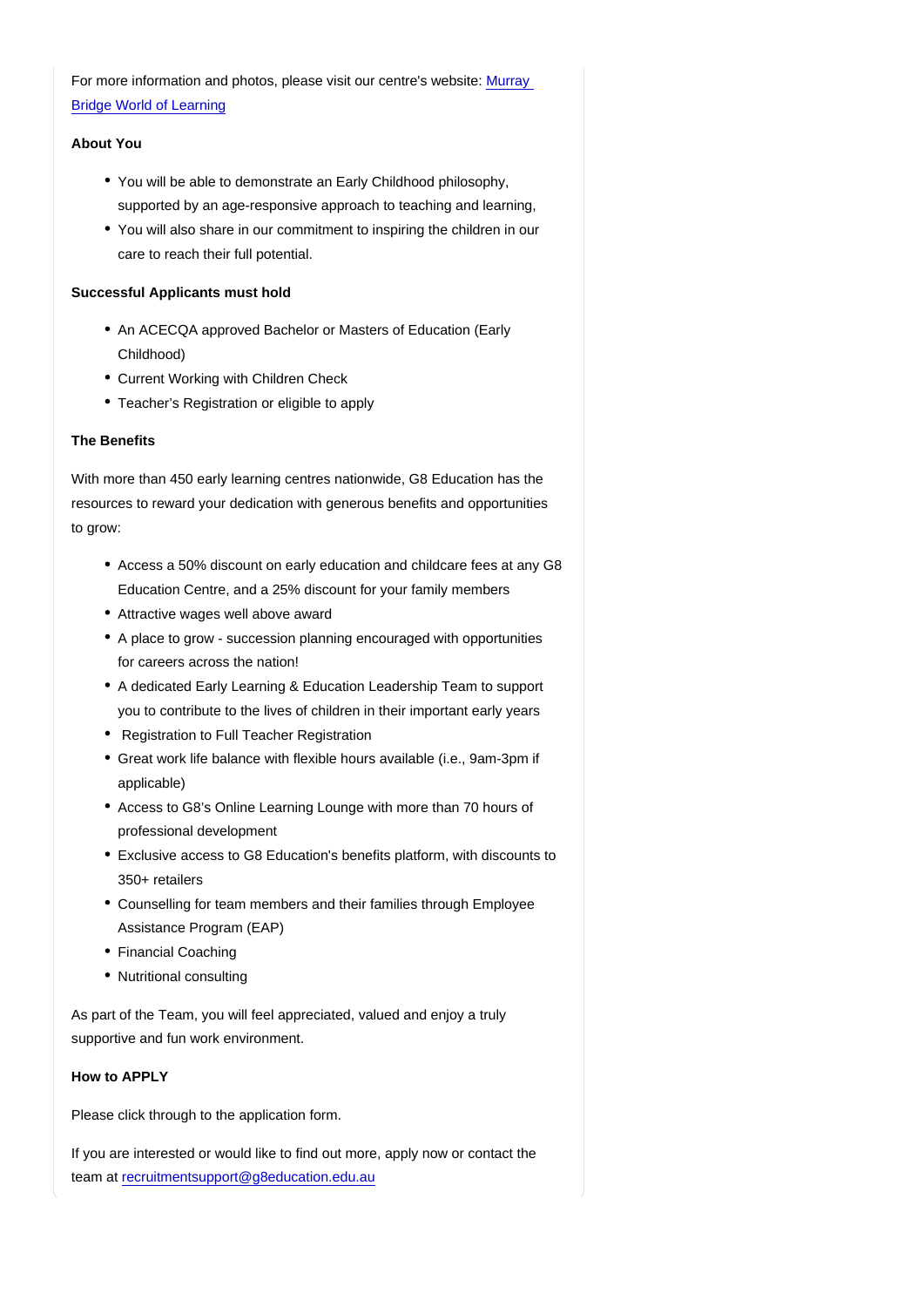For more information and photos, please visit our centre's website: [Murray Bridge World of Learning]()

**About You**

- You will be able to demonstrate an Early Childhood philosophy, supported by an age-responsive approach to teaching and learning,
- You will also share in our commitment to inspiring the children in our care to reach their full potential.

**Successful Applicants must hold**

- An ACECQA approved Bachelor or Masters of Education (Early Childhood)
- Current Working with Children Check
- Teacher's Registration or eligible to apply

**The Benefits**

With more than 450 early learning centres nationwide, G8 Education has the resources to reward your dedication with generous benefits and opportunities to grow:

- Access a 50% discount on early education and childcare fees at any G8 Education Centre, and a 25% discount for your family members
- Attractive wages well above award
- A place to grow - succession planning encouraged with opportunities for careers across the nation!
- A dedicated Early Learning & Education Leadership Team to support you to contribute to the lives of children in their important early years
- Registration to Full Teacher Registration
- Great work life balance with flexible hours available (i.e., 9am-3pm if applicable)
- Access to G8's Online Learning Lounge with more than 70 hours of professional development
- Exclusive access to G8 Education's benefits platform, with discounts to 350+ retailers
- Counselling for team members and their families through Employee Assistance Program (EAP)
- Financial Coaching
- Nutritional consulting

As part of the Team, you will feel appreciated, valued and enjoy a truly supportive and fun work environment.

**How to APPLY**

Please click through to the application form.

If you are interested or would like to find out more, apply now or contact the team at [recruitmentsupport@g8education.edu.au](mailto:recruitmentsupport@g8education.edu.au)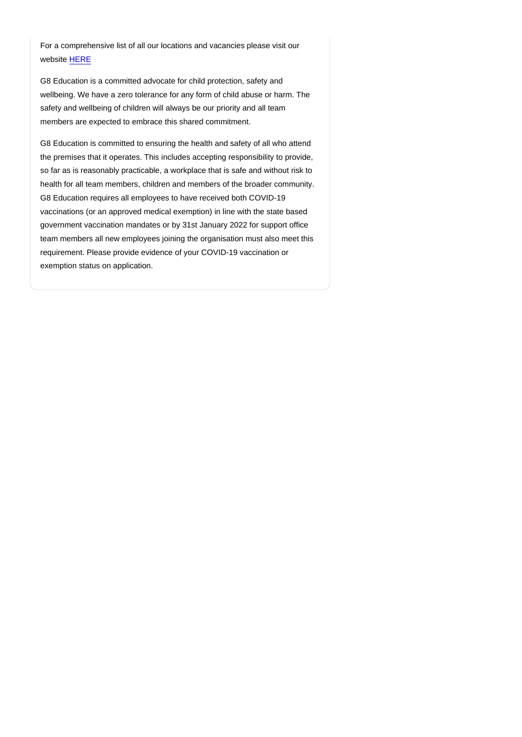For a comprehensive list of all our locations and vacancies please visit our website HERE

G8 Education is a committed advocate for child protection, safety and wellbeing. We have a zero tolerance for any form of child abuse or harm. The safety and wellbeing of children will always be our priority and all team members are expected to embrace this shared commitment.

G8 Education is committed to ensuring the health and safety of all who attend the premises that it operates. This includes accepting responsibility to provide, so far as is reasonably practicable, a workplace that is safe and without risk to health for all team members, children and members of the broader community. G8 Education requires all employees to have received both COVID-19 vaccinations (or an approved medical exemption) in line with the state based government vaccination mandates or by 31st January 2022 for support office team members all new employees joining the organisation must also meet this requirement. Please provide evidence of your COVID-19 vaccination or exemption status on application.